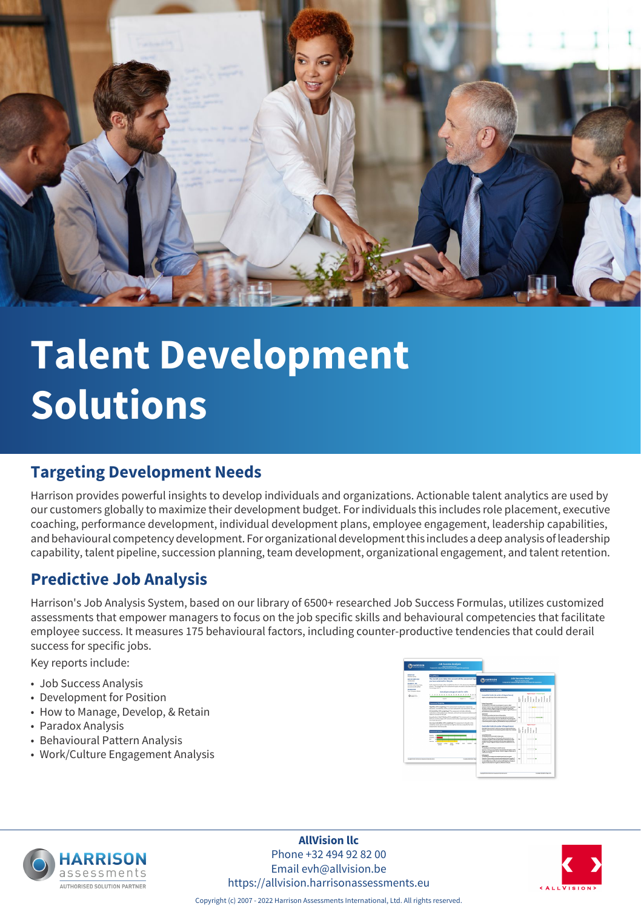# Talent Development Solutions

## Targeting Development Needs

Harrison provides powerful insights to develop individuals and organizations. Actionable talent analytics are used by our customers globally to maximize their development budget. For individuals this includes role placement, executive coaching, performance development, individual development plans, employee engagement, leadership capabilities, and behavioural competency development. For organizational development this includes a deep analysis of leadership capability, talent pipeline, succession planning, team development, organizational engagement, and talent retention.

## Predictive Job Analysis

Harrison's Job Analysis System, based on our library of 6500+ researched Job Success Formulas, utilizes customized assessments that empower managers to focus on the job specific skills and behavioural competencies that facilitate employee success. It measures 175 behavioural factors, including counter-productive tendencies that could derail success for specific jobs.

Key reports include:

- Job Success Analysis
- Development for Position
- How to Manage, Develop, & Retain
- Paradox Analysis
- Behavioural Pattern Analysis
- Work/Culture Engagement Analysis

**AllVision llc**
Phone +32 494 92 82 00
Email evh@allvision.be
https://allvision.harrisonassessments.eu

Copyright (c) 2007 - 2022 Harrison Assessments International, Ltd. All rights reserved.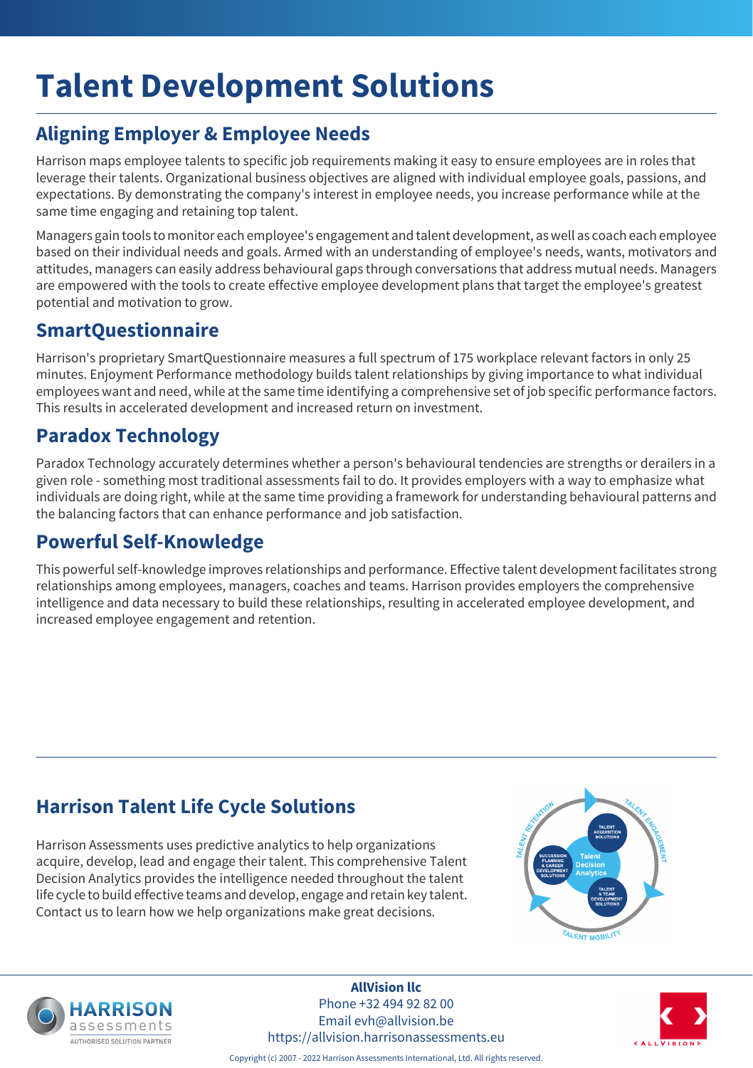# Talent Development Solutions

## Aligning Employer & Employee Needs

Harrison maps employee talents to specific job requirements making it easy to ensure employees are in roles that leverage their talents. Organizational business objectives are aligned with individual employee goals, passions, and expectations. By demonstrating the company's interest in employee needs, you increase performance while at the same time engaging and retaining top talent.

Managers gain tools to monitor each employee's engagement and talent development, as well as coach each employee based on their individual needs and goals. Armed with an understanding of employee's needs, wants, motivators and attitudes, managers can easily address behavioural gaps through conversations that address mutual needs. Managers are empowered with the tools to create effective employee development plans that target the employee's greatest potential and motivation to grow.

## SmartQuestionnaire

Harrison's proprietary SmartQuestionnaire measures a full spectrum of 175 workplace relevant factors in only 25 minutes. Enjoyment Performance methodology builds talent relationships by giving importance to what individual employees want and need, while at the same time identifying a comprehensive set of job specific performance factors. This results in accelerated development and increased return on investment.

## Paradox Technology

Paradox Technology accurately determines whether a person's behavioural tendencies are strengths or derailers in a given role - something most traditional assessments fail to do. It provides employers with a way to emphasize what individuals are doing right, while at the same time providing a framework for understanding behavioural patterns and the balancing factors that can enhance performance and job satisfaction.

## Powerful Self-Knowledge

This powerful self-knowledge improves relationships and performance. Effective talent development facilitates strong relationships among employees, managers, coaches and teams. Harrison provides employers the comprehensive intelligence and data necessary to build these relationships, resulting in accelerated employee development, and increased employee engagement and retention.

## Harrison Talent Life Cycle Solutions

Harrison Assessments uses predictive analytics to help organizations acquire, develop, lead and engage their talent. This comprehensive Talent Decision Analytics provides the intelligence needed throughout the talent life cycle to build effective teams and develop, engage and retain key talent. Contact us to learn how we help organizations make great decisions.

TALENT RETENTION
TALENT ENGAGEMENT
TALENT MOBILITY
TALENT ACQUISITION SOLUTIONS
SUCCESSION PLANNING & CAREER DEVELOPMENT SOLUTIONS
Talent Decision Analytics
TALENT & TEAM DEVELOPMENT SOLUTIONS

HARRISON assessments
AUTHORISED SOLUTION PARTNER

**AllVision llc**
Phone +32 494 92 82 00
Email evh@allvision.be
https://allvision.harrisonassessments.eu

< ALLVISION >

Copyright (c) 2007 - 2022 Harrison Assessments International, Ltd. All rights reserved.